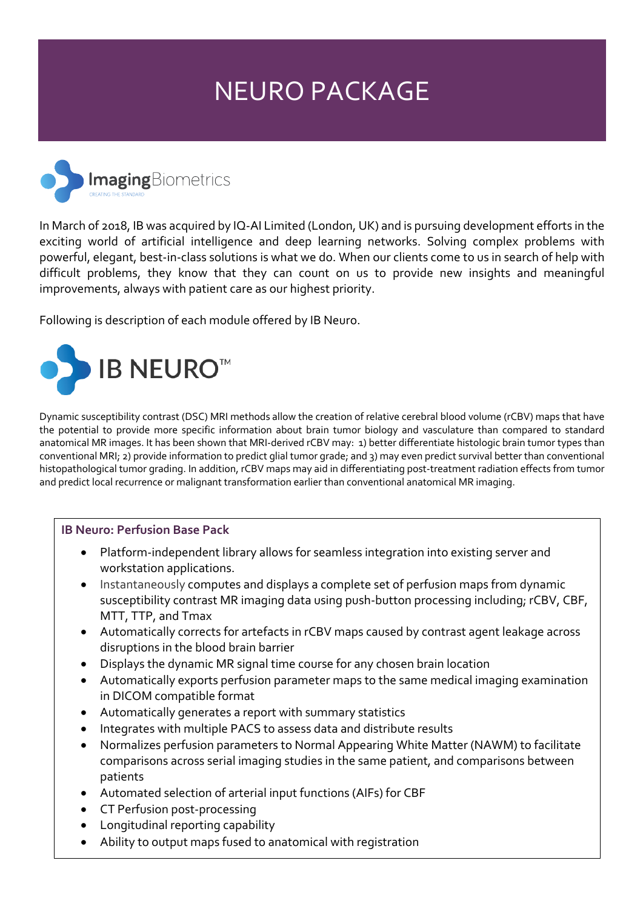# NEURO PACKAGE

ImagingBiometrics

CREATING THE STANDARD

In March of 2018, IB was acquired by IQ-AI Limited (London, UK) and is pursuing development efforts in the exciting world of artificial intelligence and deep learning networks. Solving complex problems with powerful, elegant, best-in-class solutions is what we do. When our clients come to us in search of help with difficult problems, they know that they can count on us to provide new insights and meaningful improvements, always with patient care as our highest priority.

Following is description of each module offered by IB Neuro.

## IB NEURO™

Dynamic susceptibility contrast (DSC) MRI methods allow the creation of relative cerebral blood volume (rCBV) maps that have the potential to provide more specific information about brain tumor biology and vasculature than compared to standard anatomical MR images. It has been shown that MRI-derived rCBV may: 1) better differentiate histologic brain tumor types than conventional MRI; 2) provide information to predict glial tumor grade; and 3) may even predict survival better than conventional histopathological tumor grading. In addition, rCBV maps may aid in differentiating post-treatment radiation effects from tumor and predict local recurrence or malignant transformation earlier than conventional anatomical MR imaging.

### IB Neuro: Perfusion Base Pack

- Platform-independent library allows for seamless integration into existing server and workstation applications.
- Instantaneously computes and displays a complete set of perfusion maps from dynamic susceptibility contrast MR imaging data using push-button processing including; rCBV, CBF, MTT, TTP, and Tmax
- Automatically corrects for artefacts in rCBV maps caused by contrast agent leakage across disruptions in the blood brain barrier
- Displays the dynamic MR signal time course for any chosen brain location
- Automatically exports perfusion parameter maps to the same medical imaging examination in DICOM compatible format
- Automatically generates a report with summary statistics
- Integrates with multiple PACS to assess data and distribute results
- Normalizes perfusion parameters to Normal Appearing White Matter (NAWM) to facilitate comparisons across serial imaging studies in the same patient, and comparisons between patients
- Automated selection of arterial input functions (AIFs) for CBF
- CT Perfusion post-processing
- Longitudinal reporting capability
- Ability to output maps fused to anatomical with registration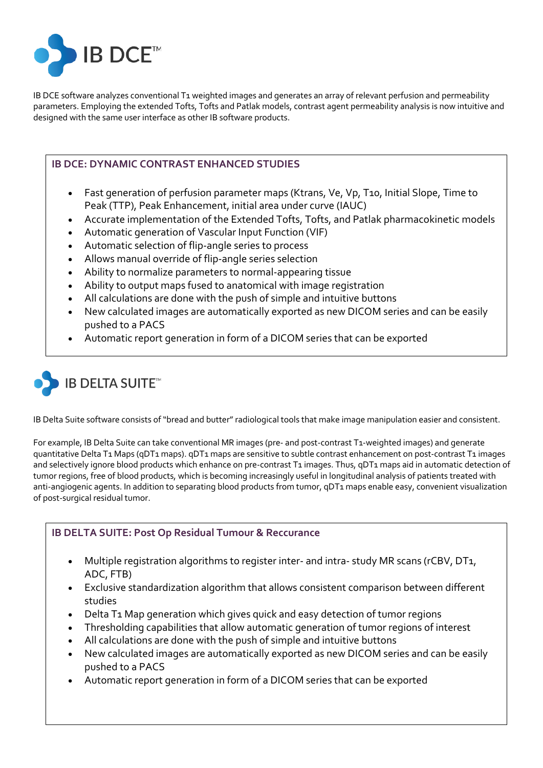# IB DCE™

IB DCE software analyzes conventional $T_1$ weighted images and generates an array of relevant perfusion and permeability parameters. Employing the extended Tofts, Tofts and Patlak models, contrast agent permeability analysis is now intuitive and designed with the same user interface as other IB software products.

## IB DCE: DYNAMIC CONTRAST ENHANCED STUDIES

- Fast generation of perfusion parameter maps (Ktrans, Ve, Vp, $T_{10}$, Initial Slope, Time to Peak (TTP), Peak Enhancement, initial area under curve (IAUC)
- Accurate implementation of the Extended Tofts, Tofts, and Patlak pharmacokinetic models
- Automatic generation of Vascular Input Function (VIF)
- Automatic selection of flip-angle series to process
- Allows manual override of flip-angle series selection
- Ability to normalize parameters to normal-appearing tissue
- Ability to output maps fused to anatomical with image registration
- All calculations are done with the push of simple and intuitive buttons
- New calculated images are automatically exported as new DICOM series and can be easily pushed to a PACS
- Automatic report generation in form of a DICOM series that can be exported

# IB DELTA SUITE™

IB Delta Suite software consists of "bread and butter" radiological tools that make image manipulation easier and consistent.

For example, IB Delta Suite can take conventional MR images (pre- and post-contrast $T_1$-weighted images) and generate quantitative Delta $T_1$ Maps (q$DT_1$ maps). q$DT_1$ maps are sensitive to subtle contrast enhancement on post-contrast $T_1$ images and selectively ignore blood products which enhance on pre-contrast $T_1$ images. Thus, q$DT_1$ maps aid in automatic detection of tumor regions, free of blood products, which is becoming increasingly useful in longitudinal analysis of patients treated with anti-angiogenic agents. In addition to separating blood products from tumor, q$DT_1$ maps enable easy, convenient visualization of post-surgical residual tumor.

## IB DELTA SUITE: Post Op Residual Tumour & Reccurance

- Multiple registration algorithms to register inter- and intra- study MR scans (rCBV, $DT_1$, ADC, FTB)
- Exclusive standardization algorithm that allows consistent comparison between different studies
- Delta $T_1$ Map generation which gives quick and easy detection of tumor regions
- Thresholding capabilities that allow automatic generation of tumor regions of interest
- All calculations are done with the push of simple and intuitive buttons
- New calculated images are automatically exported as new DICOM series and can be easily pushed to a PACS
- Automatic report generation in form of a DICOM series that can be exported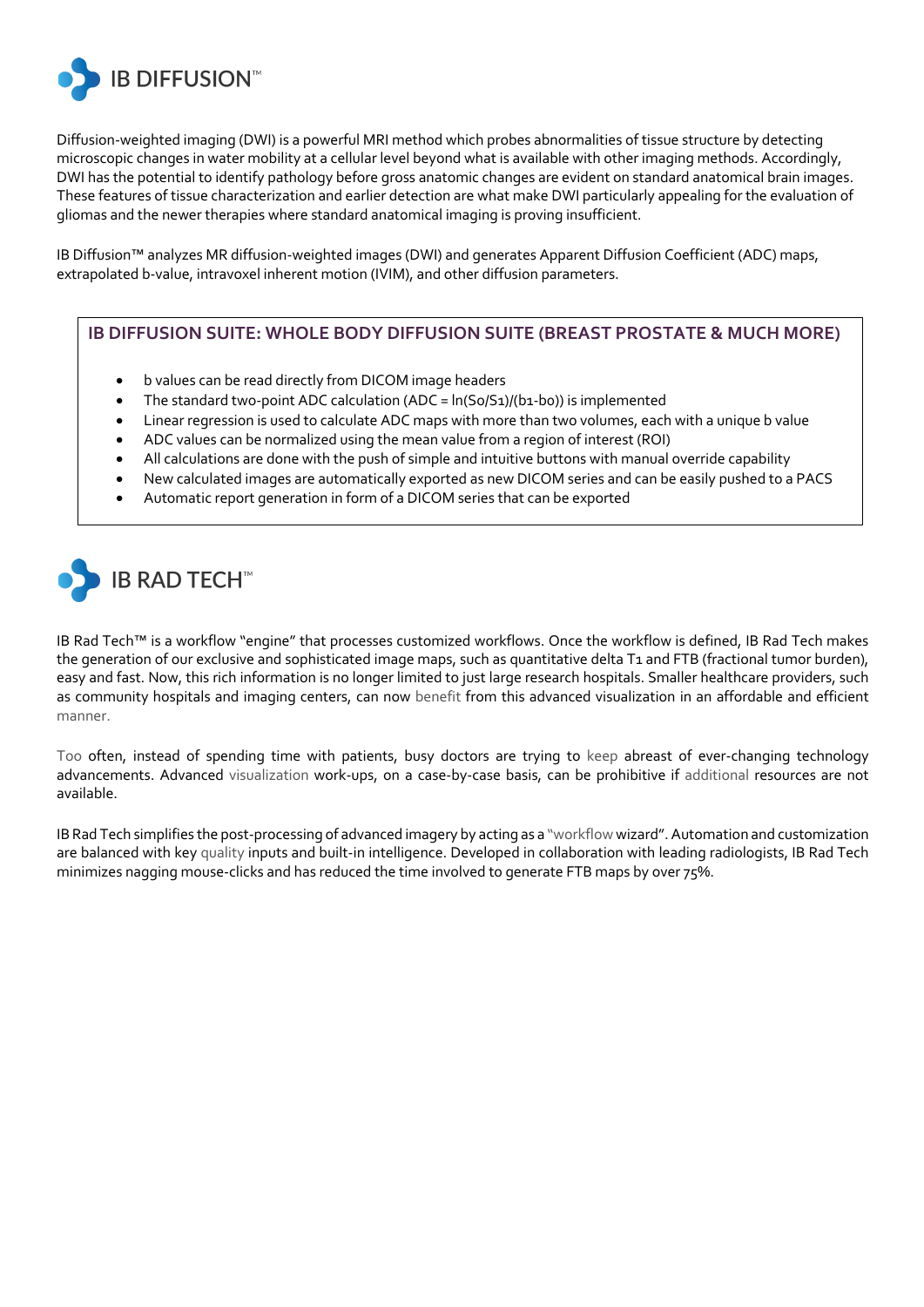# IB DIFFUSION™

Diffusion-weighted imaging (DWI) is a powerful MRI method which probes abnormalities of tissue structure by detecting microscopic changes in water mobility at a cellular level beyond what is available with other imaging methods. Accordingly, DWI has the potential to identify pathology before gross anatomic changes are evident on standard anatomical brain images. These features of tissue characterization and earlier detection are what make DWI particularly appealing for the evaluation of gliomas and the newer therapies where standard anatomical imaging is proving insufficient.

IB Diffusion™ analyzes MR diffusion-weighted images (DWI) and generates Apparent Diffusion Coefficient (ADC) maps, extrapolated b-value, intravoxel inherent motion (IVIM), and other diffusion parameters.

## IB DIFFUSION SUITE: WHOLE BODY DIFFUSION SUITE (BREAST PROSTATE & MUCH MORE)

- b values can be read directly from DICOM image headers
- The standard two-point ADC calculation ($ADC = \ln(S_0/S_1)/(b_1-b_0)$) is implemented
- Linear regression is used to calculate ADC maps with more than two volumes, each with a unique b value
- ADC values can be normalized using the mean value from a region of interest (ROI)
- All calculations are done with the push of simple and intuitive buttons with manual override capability
- New calculated images are automatically exported as new DICOM series and can be easily pushed to a PACS
- Automatic report generation in form of a DICOM series that can be exported

# IB RAD TECH™

IB Rad Tech™ is a workflow "engine" that processes customized workflows. Once the workflow is defined, IB Rad Tech makes the generation of our exclusive and sophisticated image maps, such as quantitative delta T1 and FTB (fractional tumor burden), easy and fast. Now, this rich information is no longer limited to just large research hospitals. Smaller healthcare providers, such as community hospitals and imaging centers, can now benefit from this advanced visualization in an affordable and efficient manner.

Too often, instead of spending time with patients, busy doctors are trying to keep abreast of ever-changing technology advancements. Advanced visualization work-ups, on a case-by-case basis, can be prohibitive if additional resources are not available.

IB Rad Tech simplifies the post-processing of advanced imagery by acting as a "workflow wizard". Automation and customization are balanced with key quality inputs and built-in intelligence. Developed in collaboration with leading radiologists, IB Rad Tech minimizes nagging mouse-clicks and has reduced the time involved to generate FTB maps by over 75%.